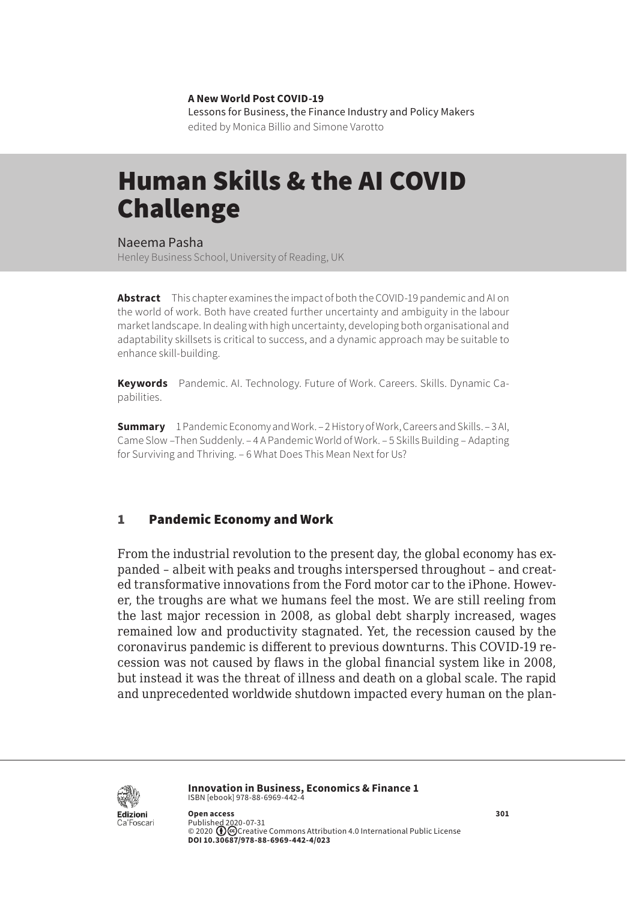**A New World Post COVID-19**
Lessons for Business, the Finance Industry and Policy Makers
edited by Monica Billio and Simone Varotto

# Human Skills & the AI COVID Challenge

Naeema Pasha
Henley Business School, University of Reading, UK

**Abstract** This chapter examines the impact of both the COVID-19 pandemic and AI on the world of work. Both have created further uncertainty and ambiguity in the labour market landscape. In dealing with high uncertainty, developing both organisational and adaptability skillsets is critical to success, and a dynamic approach may be suitable to enhance skill-building.

**Keywords** Pandemic. AI. Technology. Future of Work. Careers. Skills. Dynamic Capabilities.

**Summary** 1 Pandemic Economy and Work. – 2 History of Work, Careers and Skills. – 3 AI, Came Slow –Then Suddenly. – 4 A Pandemic World of Work. – 5 Skills Building – Adapting for Surviving and Thriving. – 6 What Does This Mean Next for Us?

## 1 Pandemic Economy and Work

From the industrial revolution to the present day, the global economy has expanded – albeit with peaks and troughs interspersed throughout – and created transformative innovations from the Ford motor car to the iPhone. However, the troughs are what we humans feel the most. We are still reeling from the last major recession in 2008, as global debt sharply increased, wages remained low and productivity stagnated. Yet, the recession caused by the coronavirus pandemic is different to previous downturns. This COVID-19 recession was not caused by flaws in the global financial system like in 2008, but instead it was the threat of illness and death on a global scale. The rapid and unprecedented worldwide shutdown impacted every human on the plan-

**Innovation in Business, Economics & Finance 1**
ISBN [ebook] 978-88-6969-442-4

**Open access**
Published 2020-07-31
© 2020 Creative Commons Attribution 4.0 International Public License
**DOI 10.30687/978-88-6969-442-4/023**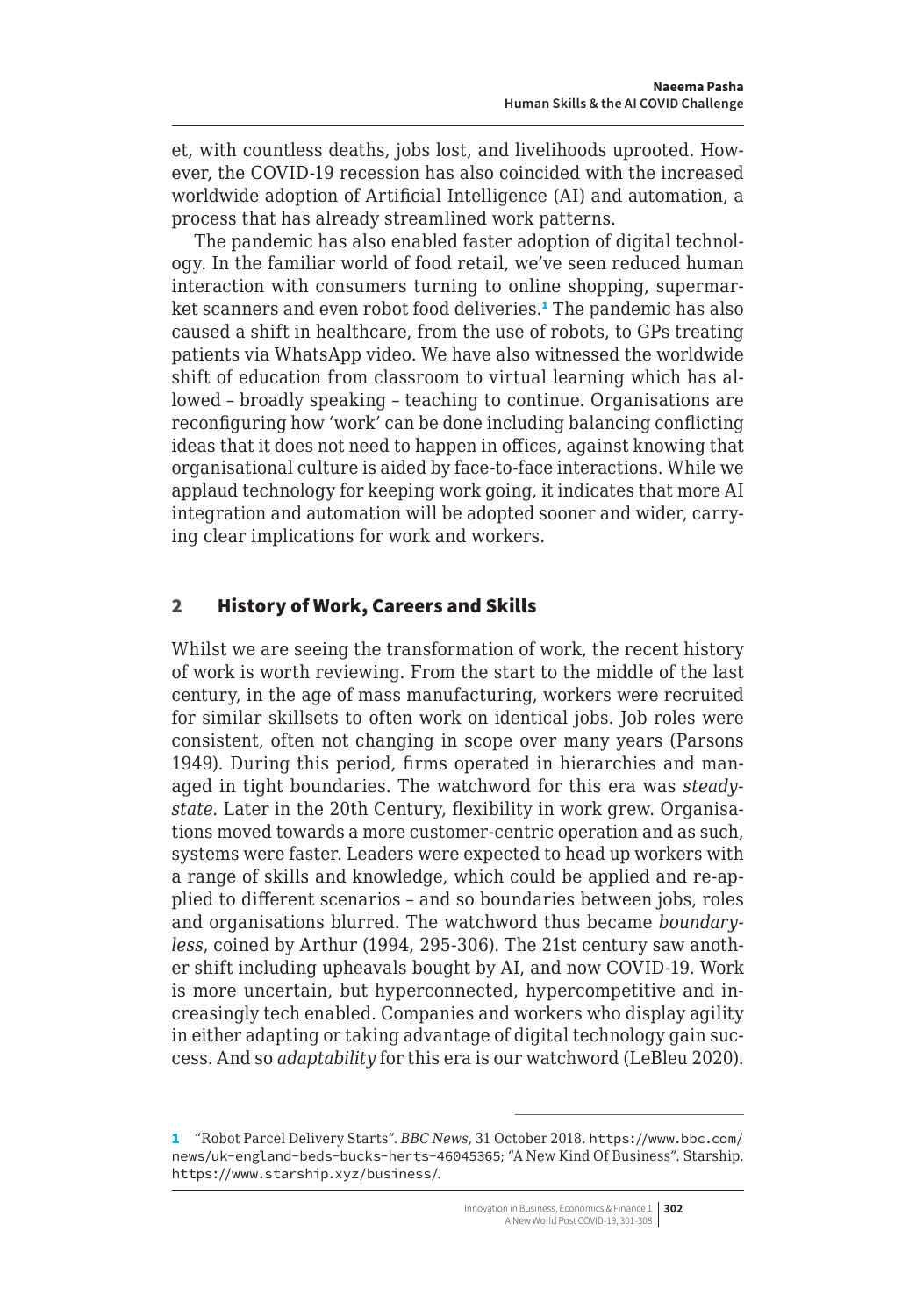et, with countless deaths, jobs lost, and livelihoods uprooted. However, the COVID-19 recession has also coincided with the increased worldwide adoption of Artificial Intelligence (AI) and automation, a process that has already streamlined work patterns.

The pandemic has also enabled faster adoption of digital technology. In the familiar world of food retail, we've seen reduced human interaction with consumers turning to online shopping, supermarket scanners and even robot food deliveries.[1] The pandemic has also caused a shift in healthcare, from the use of robots, to GPs treating patients via WhatsApp video. We have also witnessed the worldwide shift of education from classroom to virtual learning which has allowed – broadly speaking – teaching to continue. Organisations are reconfiguring how 'work' can be done including balancing conflicting ideas that it does not need to happen in offices, against knowing that organisational culture is aided by face-to-face interactions. While we applaud technology for keeping work going, it indicates that more AI integration and automation will be adopted sooner and wider, carrying clear implications for work and workers.

## 2 History of Work, Careers and Skills

Whilst we are seeing the transformation of work, the recent history of work is worth reviewing. From the start to the middle of the last century, in the age of mass manufacturing, workers were recruited for similar skillsets to often work on identical jobs. Job roles were consistent, often not changing in scope over many years (Parsons 1949). During this period, firms operated in hierarchies and managed in tight boundaries. The watchword for this era was *steady-state*. Later in the 20th Century, flexibility in work grew. Organisations moved towards a more customer-centric operation and as such, systems were faster. Leaders were expected to head up workers with a range of skills and knowledge, which could be applied and re-applied to different scenarios – and so boundaries between jobs, roles and organisations blurred. The watchword thus became *boundaryless*, coined by Arthur (1994, 295-306). The 21st century saw another shift including upheavals bought by AI, and now COVID-19. Work is more uncertain, but hyperconnected, hypercompetitive and increasingly tech enabled. Companies and workers who display agility in either adapting or taking advantage of digital technology gain success. And so *adaptability* for this era is our watchword (LeBleu 2020).

---

[1] "Robot Parcel Delivery Starts". *BBC News*, 31 October 2018. https://www.bbc.com/news/uk-england-beds-bucks-herts-46045365; "A New Kind Of Business". Starship. https://www.starship.xyz/business/.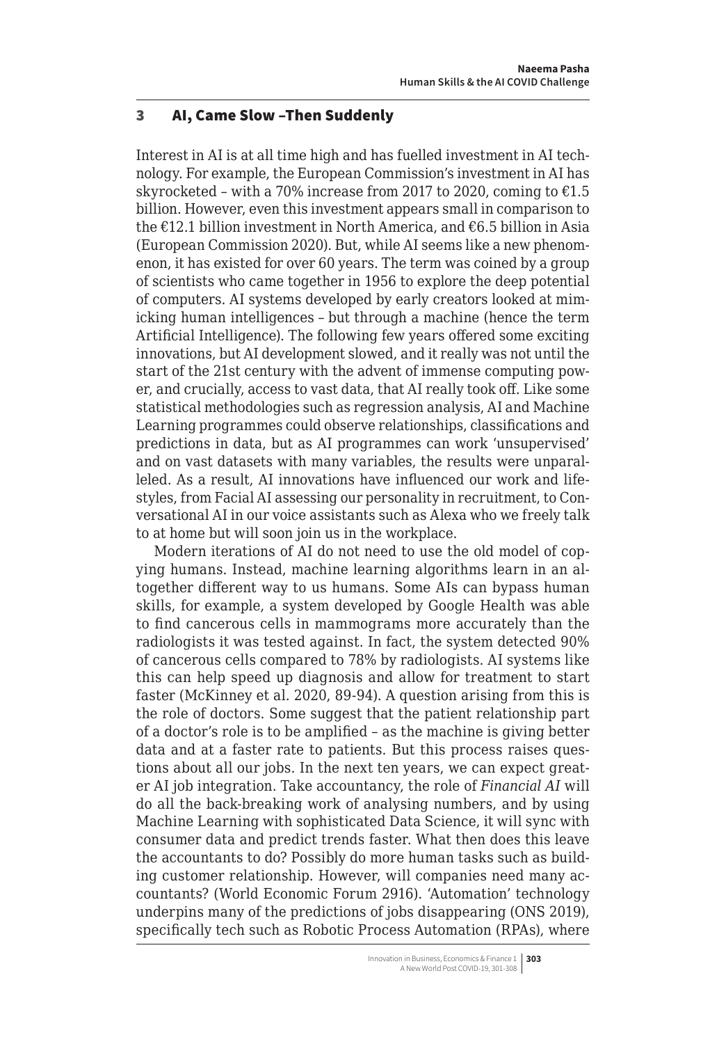## 3 AI, Came Slow –Then Suddenly

Interest in AI is at all time high and has fuelled investment in AI technology. For example, the European Commission's investment in AI has skyrocketed – with a 70% increase from 2017 to 2020, coming to €1.5 billion. However, even this investment appears small in comparison to the €12.1 billion investment in North America, and €6.5 billion in Asia (European Commission 2020). But, while AI seems like a new phenomenon, it has existed for over 60 years. The term was coined by a group of scientists who came together in 1956 to explore the deep potential of computers. AI systems developed by early creators looked at mimicking human intelligences – but through a machine (hence the term Artificial Intelligence). The following few years offered some exciting innovations, but AI development slowed, and it really was not until the start of the 21st century with the advent of immense computing power, and crucially, access to vast data, that AI really took off. Like some statistical methodologies such as regression analysis, AI and Machine Learning programmes could observe relationships, classifications and predictions in data, but as AI programmes can work 'unsupervised' and on vast datasets with many variables, the results were unparalleled. As a result, AI innovations have influenced our work and lifestyles, from Facial AI assessing our personality in recruitment, to Conversational AI in our voice assistants such as Alexa who we freely talk to at home but will soon join us in the workplace.

Modern iterations of AI do not need to use the old model of copying humans. Instead, machine learning algorithms learn in an altogether different way to us humans. Some AIs can bypass human skills, for example, a system developed by Google Health was able to find cancerous cells in mammograms more accurately than the radiologists it was tested against. In fact, the system detected 90% of cancerous cells compared to 78% by radiologists. AI systems like this can help speed up diagnosis and allow for treatment to start faster (McKinney et al. 2020, 89-94). A question arising from this is the role of doctors. Some suggest that the patient relationship part of a doctor's role is to be amplified – as the machine is giving better data and at a faster rate to patients. But this process raises questions about all our jobs. In the next ten years, we can expect greater AI job integration. Take accountancy, the role of *Financial AI* will do all the back-breaking work of analysing numbers, and by using Machine Learning with sophisticated Data Science, it will sync with consumer data and predict trends faster. What then does this leave the accountants to do? Possibly do more human tasks such as building customer relationship. However, will companies need many accountants? (World Economic Forum 2916). 'Automation' technology underpins many of the predictions of jobs disappearing (ONS 2019), specifically tech such as Robotic Process Automation (RPAs), where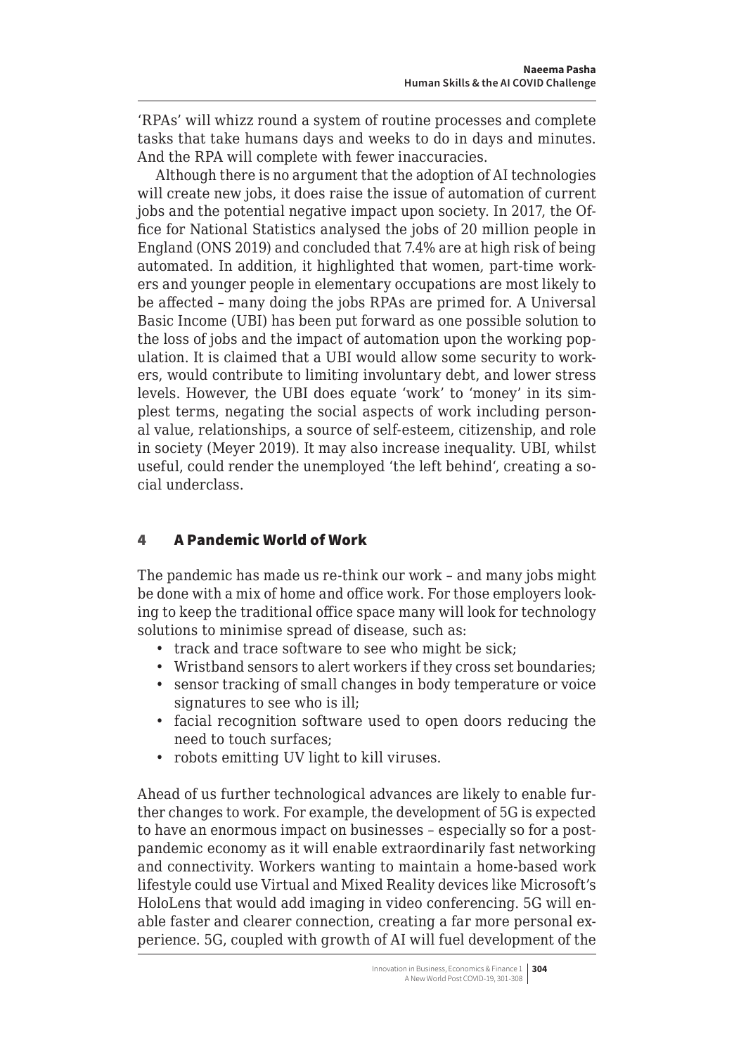'RPAs' will whizz round a system of routine processes and complete tasks that take humans days and weeks to do in days and minutes. And the RPA will complete with fewer inaccuracies.

Although there is no argument that the adoption of AI technologies will create new jobs, it does raise the issue of automation of current jobs and the potential negative impact upon society. In 2017, the Office for National Statistics analysed the jobs of 20 million people in England (ONS 2019) and concluded that 7.4% are at high risk of being automated. In addition, it highlighted that women, part-time workers and younger people in elementary occupations are most likely to be affected – many doing the jobs RPAs are primed for. A Universal Basic Income (UBI) has been put forward as one possible solution to the loss of jobs and the impact of automation upon the working population. It is claimed that a UBI would allow some security to workers, would contribute to limiting involuntary debt, and lower stress levels. However, the UBI does equate 'work' to 'money' in its simplest terms, negating the social aspects of work including personal value, relationships, a source of self-esteem, citizenship, and role in society (Meyer 2019). It may also increase inequality. UBI, whilst useful, could render the unemployed 'the left behind', creating a social underclass.

## 4 A Pandemic World of Work

The pandemic has made us re-think our work – and many jobs might be done with a mix of home and office work. For those employers looking to keep the traditional office space many will look for technology solutions to minimise spread of disease, such as:

- track and trace software to see who might be sick;
- Wristband sensors to alert workers if they cross set boundaries;
- sensor tracking of small changes in body temperature or voice signatures to see who is ill;
- facial recognition software used to open doors reducing the need to touch surfaces;
- robots emitting UV light to kill viruses.

Ahead of us further technological advances are likely to enable further changes to work. For example, the development of 5G is expected to have an enormous impact on businesses – especially so for a post-pandemic economy as it will enable extraordinarily fast networking and connectivity. Workers wanting to maintain a home-based work lifestyle could use Virtual and Mixed Reality devices like Microsoft's HoloLens that would add imaging in video conferencing. 5G will enable faster and clearer connection, creating a far more personal experience. 5G, coupled with growth of AI will fuel development of the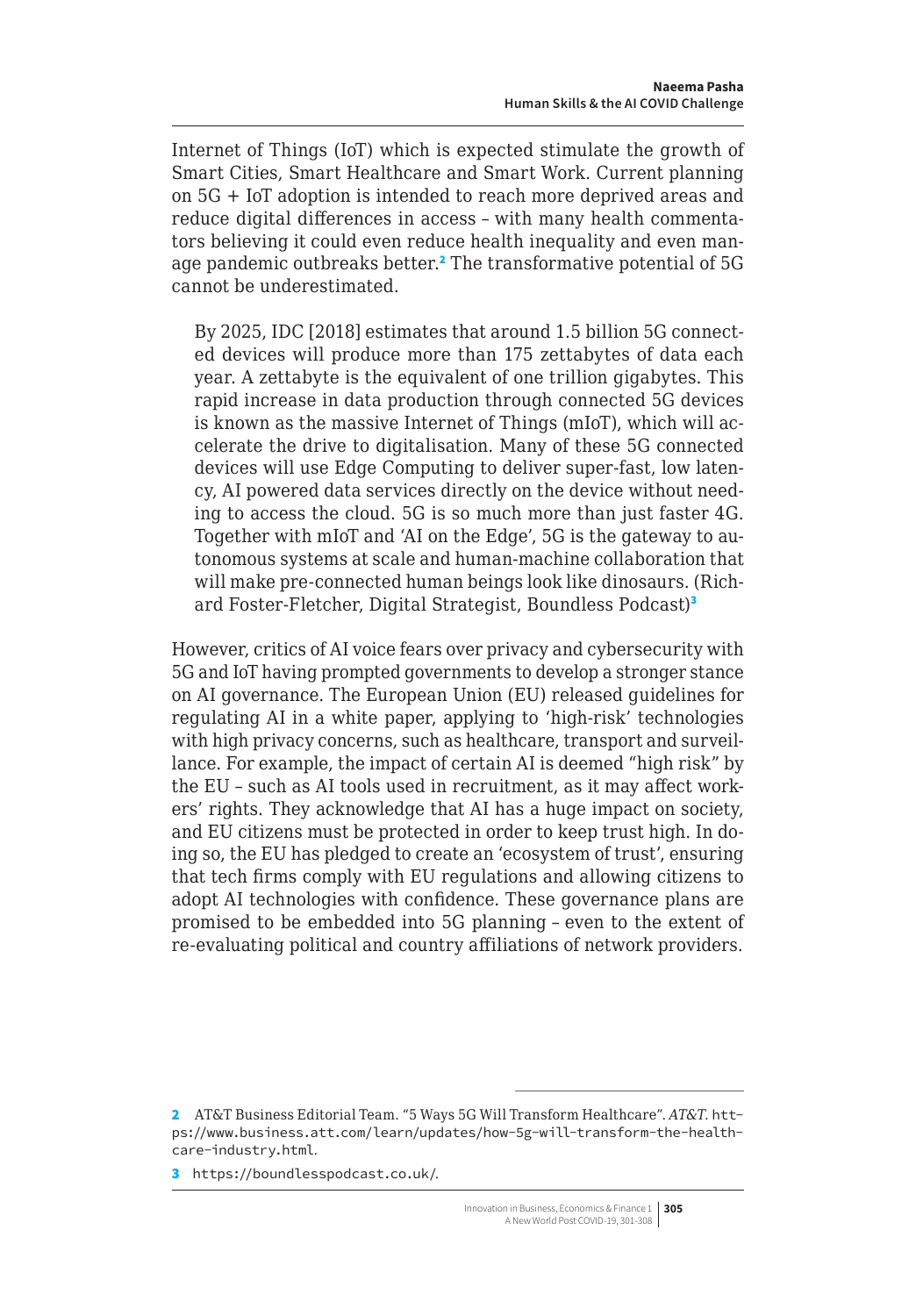Internet of Things (IoT) which is expected stimulate the growth of Smart Cities, Smart Healthcare and Smart Work. Current planning on 5G + IoT adoption is intended to reach more deprived areas and reduce digital differences in access – with many health commentators believing it could even reduce health inequality and even manage pandemic outbreaks better.[2] The transformative potential of 5G cannot be underestimated.

> By 2025, IDC [2018] estimates that around 1.5 billion 5G connected devices will produce more than 175 zettabytes of data each year. A zettabyte is the equivalent of one trillion gigabytes. This rapid increase in data production through connected 5G devices is known as the massive Internet of Things (mIoT), which will accelerate the drive to digitalisation. Many of these 5G connected devices will use Edge Computing to deliver super-fast, low latency, AI powered data services directly on the device without needing to access the cloud. 5G is so much more than just faster 4G. Together with mIoT and 'AI on the Edge', 5G is the gateway to autonomous systems at scale and human-machine collaboration that will make pre-connected human beings look like dinosaurs. (Richard Foster-Fletcher, Digital Strategist, Boundless Podcast)[3]

However, critics of AI voice fears over privacy and cybersecurity with 5G and IoT having prompted governments to develop a stronger stance on AI governance. The European Union (EU) released guidelines for regulating AI in a white paper, applying to 'high-risk' technologies with high privacy concerns, such as healthcare, transport and surveillance. For example, the impact of certain AI is deemed "high risk" by the EU – such as AI tools used in recruitment, as it may affect workers' rights. They acknowledge that AI has a huge impact on society, and EU citizens must be protected in order to keep trust high. In doing so, the EU has pledged to create an 'ecosystem of trust', ensuring that tech firms comply with EU regulations and allowing citizens to adopt AI technologies with confidence. These governance plans are promised to be embedded into 5G planning – even to the extent of re-evaluating political and country affiliations of network providers.

---

2 AT&T Business Editorial Team. "5 Ways 5G Will Transform Healthcare". *AT&T*. https://www.business.att.com/learn/updates/how-5g-will-transform-the-healthcare-industry.html.

3 https://boundlesspodcast.co.uk/.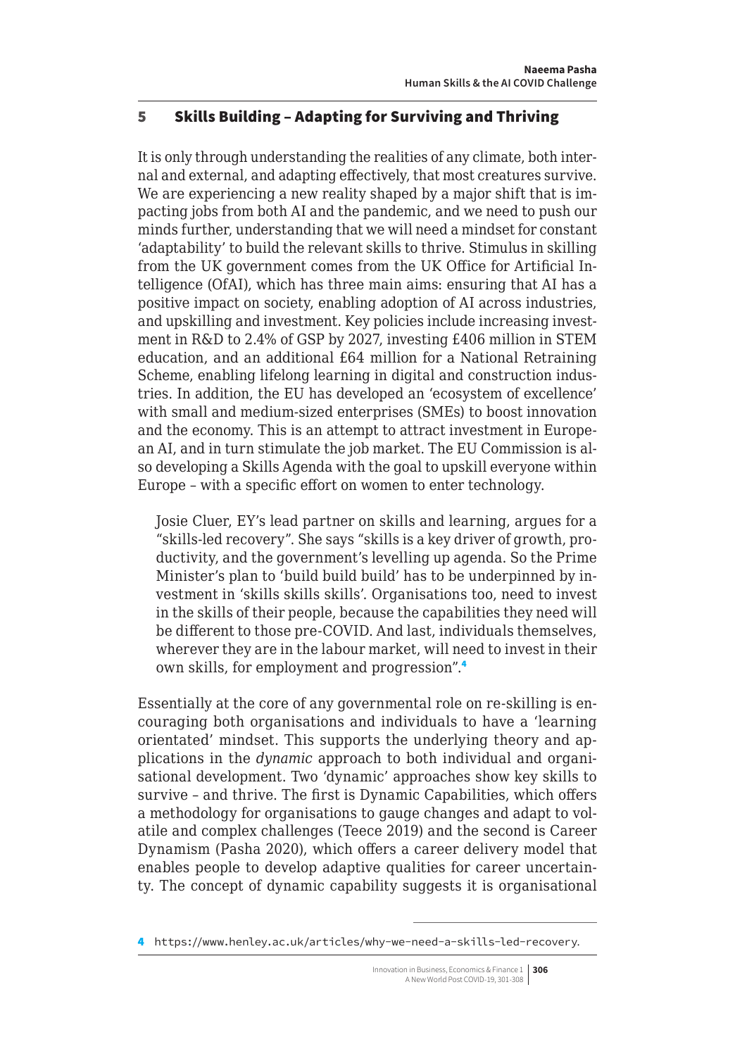## 5 Skills Building – Adapting for Surviving and Thriving

It is only through understanding the realities of any climate, both internal and external, and adapting effectively, that most creatures survive. We are experiencing a new reality shaped by a major shift that is impacting jobs from both AI and the pandemic, and we need to push our minds further, understanding that we will need a mindset for constant 'adaptability' to build the relevant skills to thrive. Stimulus in skilling from the UK government comes from the UK Office for Artificial Intelligence (OfAI), which has three main aims: ensuring that AI has a positive impact on society, enabling adoption of AI across industries, and upskilling and investment. Key policies include increasing investment in R&D to 2.4% of GSP by 2027, investing £406 million in STEM education, and an additional £64 million for a National Retraining Scheme, enabling lifelong learning in digital and construction industries. In addition, the EU has developed an 'ecosystem of excellence' with small and medium-sized enterprises (SMEs) to boost innovation and the economy. This is an attempt to attract investment in European AI, and in turn stimulate the job market. The EU Commission is also developing a Skills Agenda with the goal to upskill everyone within Europe – with a specific effort on women to enter technology.

> Josie Cluer, EY's lead partner on skills and learning, argues for a "skills-led recovery". She says "skills is a key driver of growth, productivity, and the government's levelling up agenda. So the Prime Minister's plan to 'build build build' has to be underpinned by investment in 'skills skills skills'. Organisations too, need to invest in the skills of their people, because the capabilities they need will be different to those pre-COVID. And last, individuals themselves, wherever they are in the labour market, will need to invest in their own skills, for employment and progression".[4]

Essentially at the core of any governmental role on re-skilling is encouraging both organisations and individuals to have a 'learning orientated' mindset. This supports the underlying theory and applications in the *dynamic* approach to both individual and organisational development. Two 'dynamic' approaches show key skills to survive – and thrive. The first is Dynamic Capabilities, which offers a methodology for organisations to gauge changes and adapt to volatile and complex challenges (Teece 2019) and the second is Career Dynamism (Pasha 2020), which offers a career delivery model that enables people to develop adaptive qualities for career uncertainty. The concept of dynamic capability suggests it is organisational

---

4 https://www.henley.ac.uk/articles/why-we-need-a-skills-led-recovery.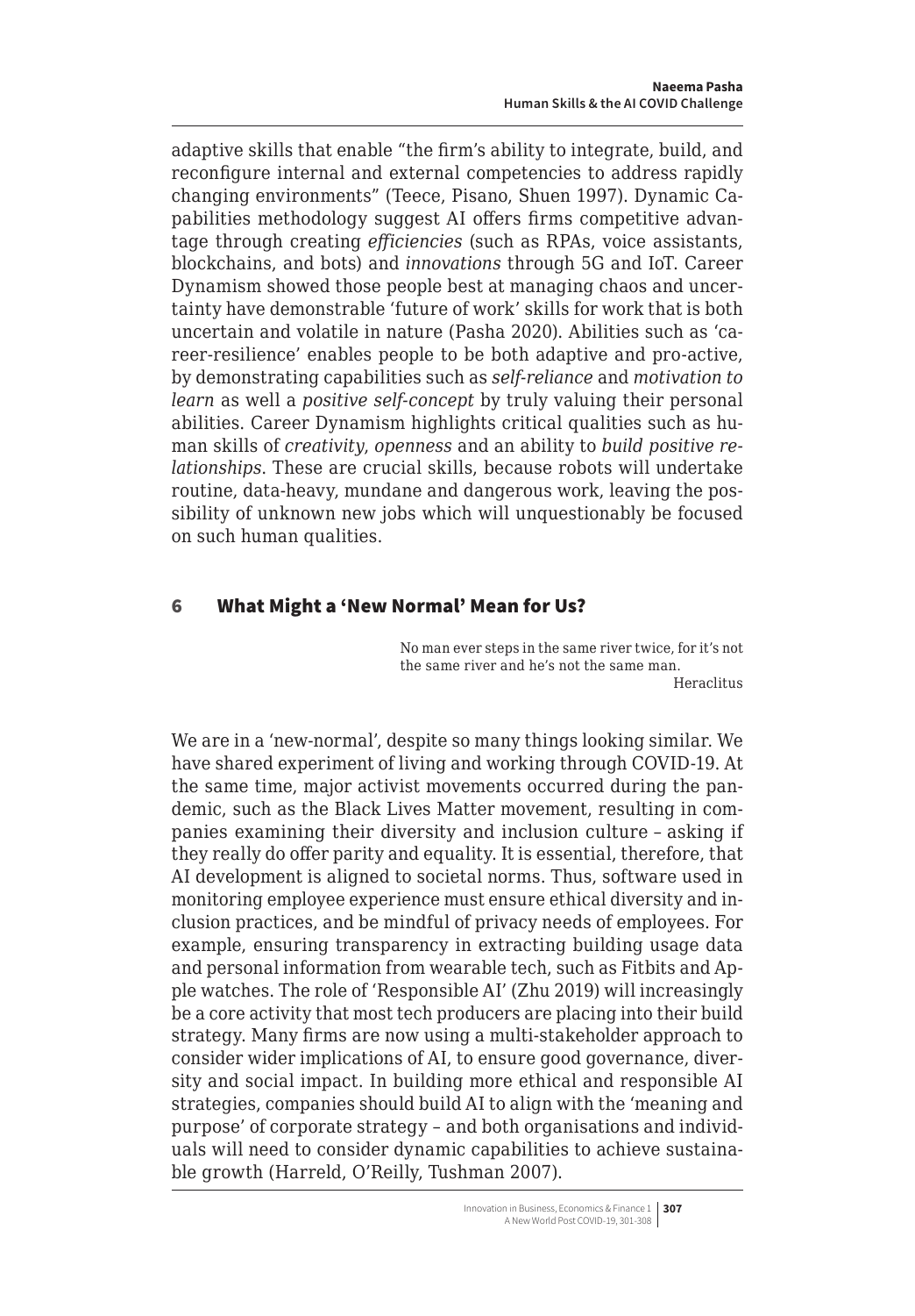adaptive skills that enable "the firm's ability to integrate, build, and reconfigure internal and external competencies to address rapidly changing environments" (Teece, Pisano, Shuen 1997). Dynamic Capabilities methodology suggest AI offers firms competitive advantage through creating *efficiencies* (such as RPAs, voice assistants, blockchains, and bots) and *innovations* through 5G and IoT. Career Dynamism showed those people best at managing chaos and uncertainty have demonstrable 'future of work' skills for work that is both uncertain and volatile in nature (Pasha 2020). Abilities such as 'career-resilience' enables people to be both adaptive and pro-active, by demonstrating capabilities such as *self-reliance* and *motivation to learn* as well a *positive self-concept* by truly valuing their personal abilities. Career Dynamism highlights critical qualities such as human skills of *creativity*, *openness* and an ability to *build positive relationships*. These are crucial skills, because robots will undertake routine, data-heavy, mundane and dangerous work, leaving the possibility of unknown new jobs which will unquestionably be focused on such human qualities.

## 6 What Might a 'New Normal' Mean for Us?

> No man ever steps in the same river twice, for it's not the same river and he's not the same man.
>
> Heraclitus

We are in a 'new-normal', despite so many things looking similar. We have shared experiment of living and working through COVID-19. At the same time, major activist movements occurred during the pandemic, such as the Black Lives Matter movement, resulting in companies examining their diversity and inclusion culture – asking if they really do offer parity and equality. It is essential, therefore, that AI development is aligned to societal norms. Thus, software used in monitoring employee experience must ensure ethical diversity and inclusion practices, and be mindful of privacy needs of employees. For example, ensuring transparency in extracting building usage data and personal information from wearable tech, such as Fitbits and Apple watches. The role of 'Responsible AI' (Zhu 2019) will increasingly be a core activity that most tech producers are placing into their build strategy. Many firms are now using a multi-stakeholder approach to consider wider implications of AI, to ensure good governance, diversity and social impact. In building more ethical and responsible AI strategies, companies should build AI to align with the 'meaning and purpose' of corporate strategy – and both organisations and individuals will need to consider dynamic capabilities to achieve sustainable growth (Harreld, O'Reilly, Tushman 2007).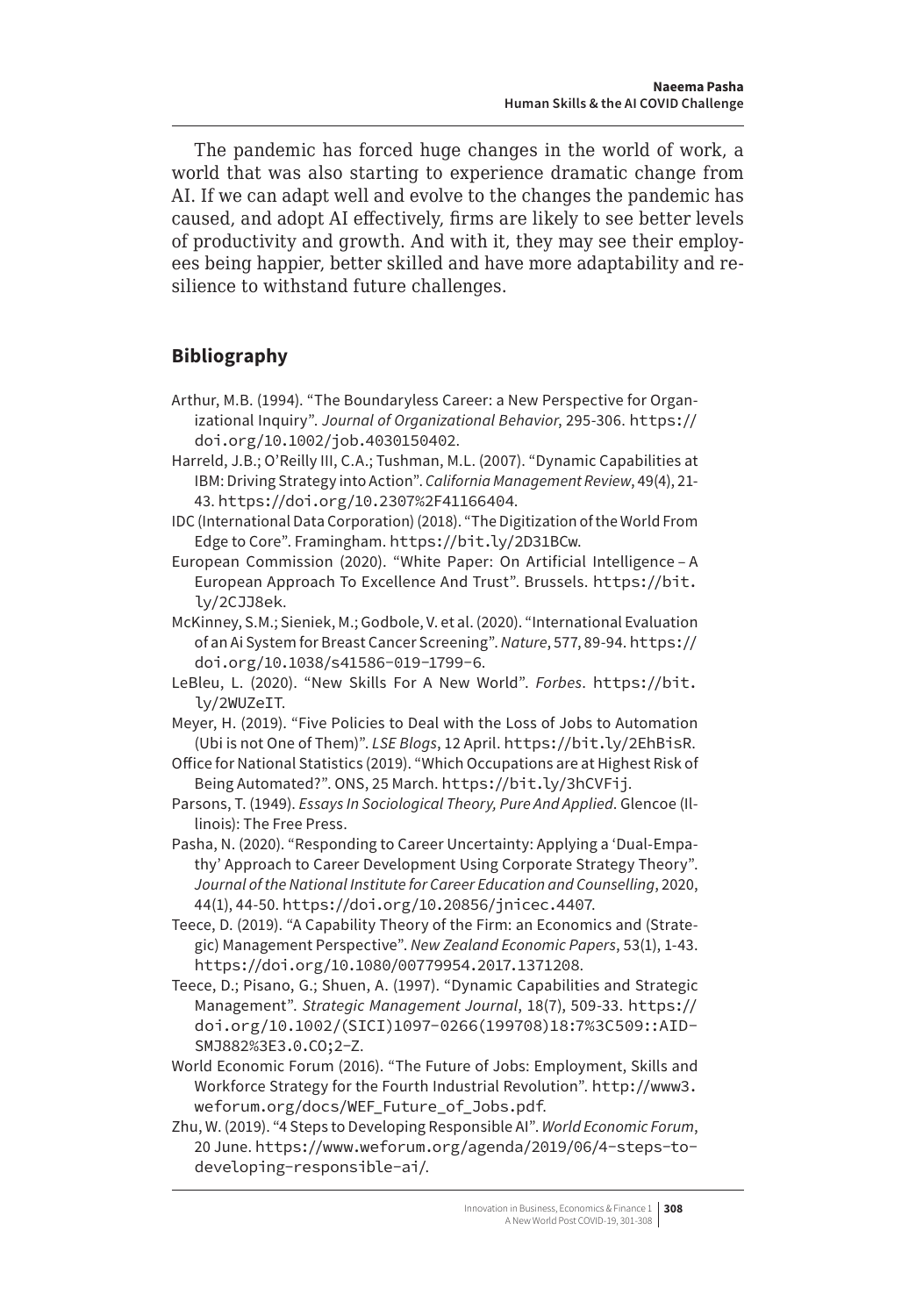The pandemic has forced huge changes in the world of work, a world that was also starting to experience dramatic change from AI. If we can adapt well and evolve to the changes the pandemic has caused, and adopt AI effectively, firms are likely to see better levels of productivity and growth. And with it, they may see their employees being happier, better skilled and have more adaptability and resilience to withstand future challenges.

## Bibliography

Arthur, M.B. (1994). "The Boundaryless Career: a New Perspective for Organizational Inquiry". *Journal of Organizational Behavior*, 295-306. https://doi.org/10.1002/job.4030150402.

Harreld, J.B.; O'Reilly III, C.A.; Tushman, M.L. (2007). "Dynamic Capabilities at IBM: Driving Strategy into Action". *California Management Review*, 49(4), 21-43. https://doi.org/10.2307%2F41166404.

IDC (International Data Corporation) (2018). "The Digitization of the World From Edge to Core". Framingham. https://bit.ly/2D31BCw.

European Commission (2020). "White Paper: On Artificial Intelligence – A European Approach To Excellence And Trust". Brussels. https://bit.ly/2CJJ8ek.

McKinney, S.M.; Sieniek, M.; Godbole, V. et al. (2020). "International Evaluation of an Ai System for Breast Cancer Screening". *Nature*, 577, 89-94. https://doi.org/10.1038/s41586-019-1799-6.

LeBleu, L. (2020). "New Skills For A New World". *Forbes*. https://bit.ly/2WUZeIT.

Meyer, H. (2019). "Five Policies to Deal with the Loss of Jobs to Automation (Ubi is not One of Them)". *LSE Blogs*, 12 April. https://bit.ly/2EhBisR.

Office for National Statistics (2019). "Which Occupations are at Highest Risk of Being Automated?". ONS, 25 March. https://bit.ly/3hCVFij.

Parsons, T. (1949). *Essays In Sociological Theory, Pure And Applied*. Glencoe (Illinois): The Free Press.

Pasha, N. (2020). "Responding to Career Uncertainty: Applying a 'Dual-Empathy' Approach to Career Development Using Corporate Strategy Theory". *Journal of the National Institute for Career Education and Counselling*, 2020, 44(1), 44-50. https://doi.org/10.20856/jnicec.4407.

Teece, D. (2019). "A Capability Theory of the Firm: an Economics and (Strategic) Management Perspective". *New Zealand Economic Papers*, 53(1), 1-43. https://doi.org/10.1080/00779954.2017.1371208.

Teece, D.; Pisano, G.; Shuen, A. (1997). "Dynamic Capabilities and Strategic Management". *Strategic Management Journal*, 18(7), 509-33. https://doi.org/10.1002/(SICI)1097-0266(199708)18:7%3C509::AID-SMJ882%3E3.0.CO;2-Z.

World Economic Forum (2016). "The Future of Jobs: Employment, Skills and Workforce Strategy for the Fourth Industrial Revolution". http://www3.weforum.org/docs/WEF_Future_of_Jobs.pdf.

Zhu, W. (2019). "4 Steps to Developing Responsible AI". *World Economic Forum*, 20 June. https://www.weforum.org/agenda/2019/06/4-steps-to-developing-responsible-ai/.